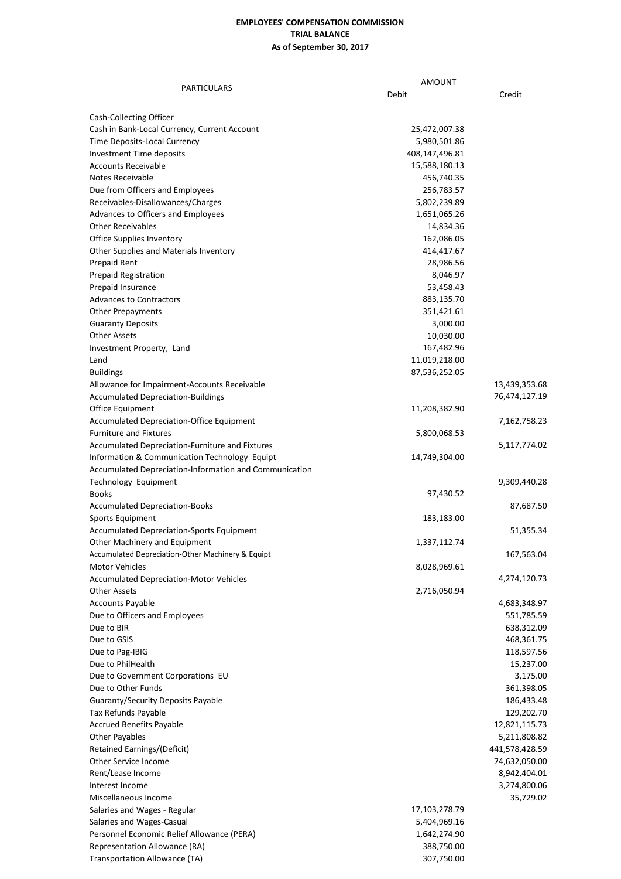**EMPLOYEES' COMPENSATION COMMISSION**
**TRIAL BALANCE**
**As of September 30, 2017**

| PARTICULARS | AMOUNT | |
|---|---|---|
| | Debit | Credit |
| Cash-Collecting Officer | | |
| Cash in Bank-Local Currency, Current Account | 25,472,007.38 | |
| Time Deposits-Local Currency | 5,980,501.86 | |
| Investment Time deposits | 408,147,496.81 | |
| Accounts Receivable | 15,588,180.13 | |
| Notes Receivable | 456,740.35 | |
| Due from Officers and Employees | 256,783.57 | |
| Receivables-Disallowances/Charges | 5,802,239.89 | |
| Advances to Officers and Employees | 1,651,065.26 | |
| Other Receivables | 14,834.36 | |
| Office Supplies Inventory | 162,086.05 | |
| Other Supplies and Materials Inventory | 414,417.67 | |
| Prepaid Rent | 28,986.56 | |
| Prepaid Registration | 8,046.97 | |
| Prepaid Insurance | 53,458.43 | |
| Advances to Contractors | 883,135.70 | |
| Other Prepayments | 351,421.61 | |
| Guaranty Deposits | 3,000.00 | |
| Other Assets | 10,030.00 | |
| Investment Property, Land | 167,482.96 | |
| Land | 11,019,218.00 | |
| Buildings | 87,536,252.05 | |
| Allowance for Impairment-Accounts Receivable | | 13,439,353.68 |
| Accumulated Depreciation-Buildings | | 76,474,127.19 |
| Office Equipment | 11,208,382.90 | |
| Accumulated Depreciation-Office Equipment | | 7,162,758.23 |
| Furniture and Fixtures | 5,800,068.53 | |
| Accumulated Depreciation-Furniture and Fixtures | | 5,117,774.02 |
| Information & Communication Technology Equipt | 14,749,304.00 | |
| Accumulated Depreciation-Information and Communication Technology Equipment | | 9,309,440.28 |
| Books | 97,430.52 | |
| Accumulated Depreciation-Books | | 87,687.50 |
| Sports Equipment | 183,183.00 | |
| Accumulated Depreciation-Sports Equipment | | 51,355.34 |
| Other Machinery and Equipment | 1,337,112.74 | |
| Accumulated Depreciation-Other Machinery & Equipt | | 167,563.04 |
| Motor Vehicles | 8,028,969.61 | |
| Accumulated Depreciation-Motor Vehicles | | 4,274,120.73 |
| Other Assets | 2,716,050.94 | |
| Accounts Payable | | 4,683,348.97 |
| Due to Officers and Employees | | 551,785.59 |
| Due to BIR | | 638,312.09 |
| Due to GSIS | | 468,361.75 |
| Due to Pag-IBIG | | 118,597.56 |
| Due to PhilHealth | | 15,237.00 |
| Due to Government Corporations EU | | 3,175.00 |
| Due to Other Funds | | 361,398.05 |
| Guaranty/Security Deposits Payable | | 186,433.48 |
| Tax Refunds Payable | | 129,202.70 |
| Accrued Benefits Payable | | 12,821,115.73 |
| Other Payables | | 5,211,808.82 |
| Retained Earnings/(Deficit) | | 441,578,428.59 |
| Other Service Income | | 74,632,050.00 |
| Rent/Lease Income | | 8,942,404.01 |
| Interest Income | | 3,274,800.06 |
| Miscellaneous Income | | 35,729.02 |
| Salaries and Wages - Regular | 17,103,278.79 | |
| Salaries and Wages-Casual | 5,404,969.16 | |
| Personnel Economic Relief Allowance (PERA) | 1,642,274.90 | |
| Representation Allowance (RA) | 388,750.00 | |
| Transportation Allowance (TA) | 307,750.00 | |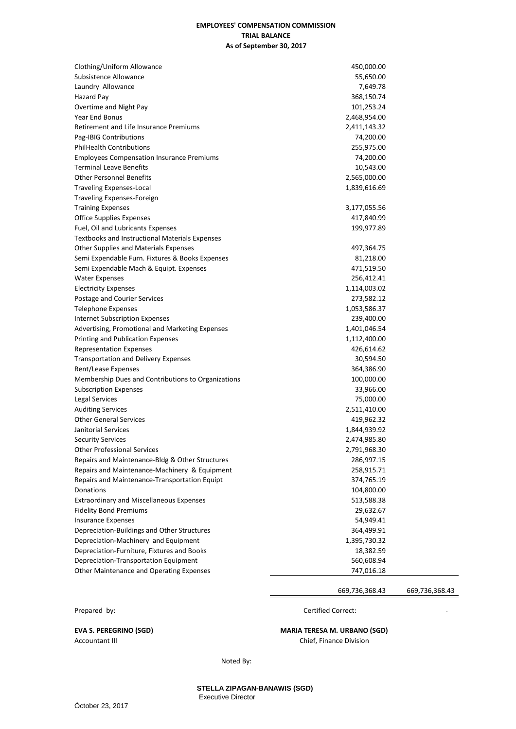**EMPLOYEES' COMPENSATION COMMISSION**
**TRIAL BALANCE**
**As of September 30, 2017**

| | | |
|---|---|---|
| Clothing/Uniform Allowance | 450,000.00 | |
| Subsistence Allowance | 55,650.00 | |
| Laundry Allowance | 7,649.78 | |
| Hazard Pay | 368,150.74 | |
| Overtime and Night Pay | 101,253.24 | |
| Year End Bonus | 2,468,954.00 | |
| Retirement and Life Insurance Premiums | 2,411,143.32 | |
| Pag-IBIG Contributions | 74,200.00 | |
| PhilHealth Contributions | 255,975.00 | |
| Employees Compensation Insurance Premiums | 74,200.00 | |
| Terminal Leave Benefits | 10,543.00 | |
| Other Personnel Benefits | 2,565,000.00 | |
| Traveling Expenses-Local | 1,839,616.69 | |
| Traveling Expenses-Foreign | | |
| Training Expenses | 3,177,055.56 | |
| Office Supplies Expenses | 417,840.99 | |
| Fuel, Oil and Lubricants Expenses | 199,977.89 | |
| Textbooks and Instructional Materials Expenses | | |
| Other Supplies and Materials Expenses | 497,364.75 | |
| Semi Expendable Furn. Fixtures & Books Expenses | 81,218.00 | |
| Semi Expendable Mach & Equipt. Expenses | 471,519.50 | |
| Water Expenses | 256,412.41 | |
| Electricity Expenses | 1,114,003.02 | |
| Postage and Courier Services | 273,582.12 | |
| Telephone Expenses | 1,053,586.37 | |
| Internet Subscription Expenses | 239,400.00 | |
| Advertising, Promotional and Marketing Expenses | 1,401,046.54 | |
| Printing and Publication Expenses | 1,112,400.00 | |
| Representation Expenses | 426,614.62 | |
| Transportation and Delivery Expenses | 30,594.50 | |
| Rent/Lease Expenses | 364,386.90 | |
| Membership Dues and Contributions to Organizations | 100,000.00 | |
| Subscription Expenses | 33,966.00 | |
| Legal Services | 75,000.00 | |
| Auditing Services | 2,511,410.00 | |
| Other General Services | 419,962.32 | |
| Janitorial Services | 1,844,939.92 | |
| Security Services | 2,474,985.80 | |
| Other Professional Services | 2,791,968.30 | |
| Repairs and Maintenance-Bldg & Other Structures | 286,997.15 | |
| Repairs and Maintenance-Machinery & Equipment | 258,915.71 | |
| Repairs and Maintenance-Transportation Equipt | 374,765.19 | |
| Donations | 104,800.00 | |
| Extraordinary and Miscellaneous Expenses | 513,588.38 | |
| Fidelity Bond Premiums | 29,632.67 | |
| Insurance Expenses | 54,949.41 | |
| Depreciation-Buildings and Other Structures | 364,499.91 | |
| Depreciation-Machinery and Equipment | 1,395,730.32 | |
| Depreciation-Furniture, Fixtures and Books | 18,382.59 | |
| Depreciation-Transportation Equipment | 560,608.94 | |
| Other Maintenance and Operating Expenses | 747,016.18 | |
| | 669,736,368.43 | 669,736,368.43 |

Prepared by: Certified Correct: -

**EVA S. PEREGRINO (SGD)**
Accountant III

**MARIA TERESA M. URBANO (SGD)**
Chief, Finance Division

Noted By:

**STELLA ZIPAGAN-BANAWIS (SGD)**
Executive Director

Óctober 23, 2017